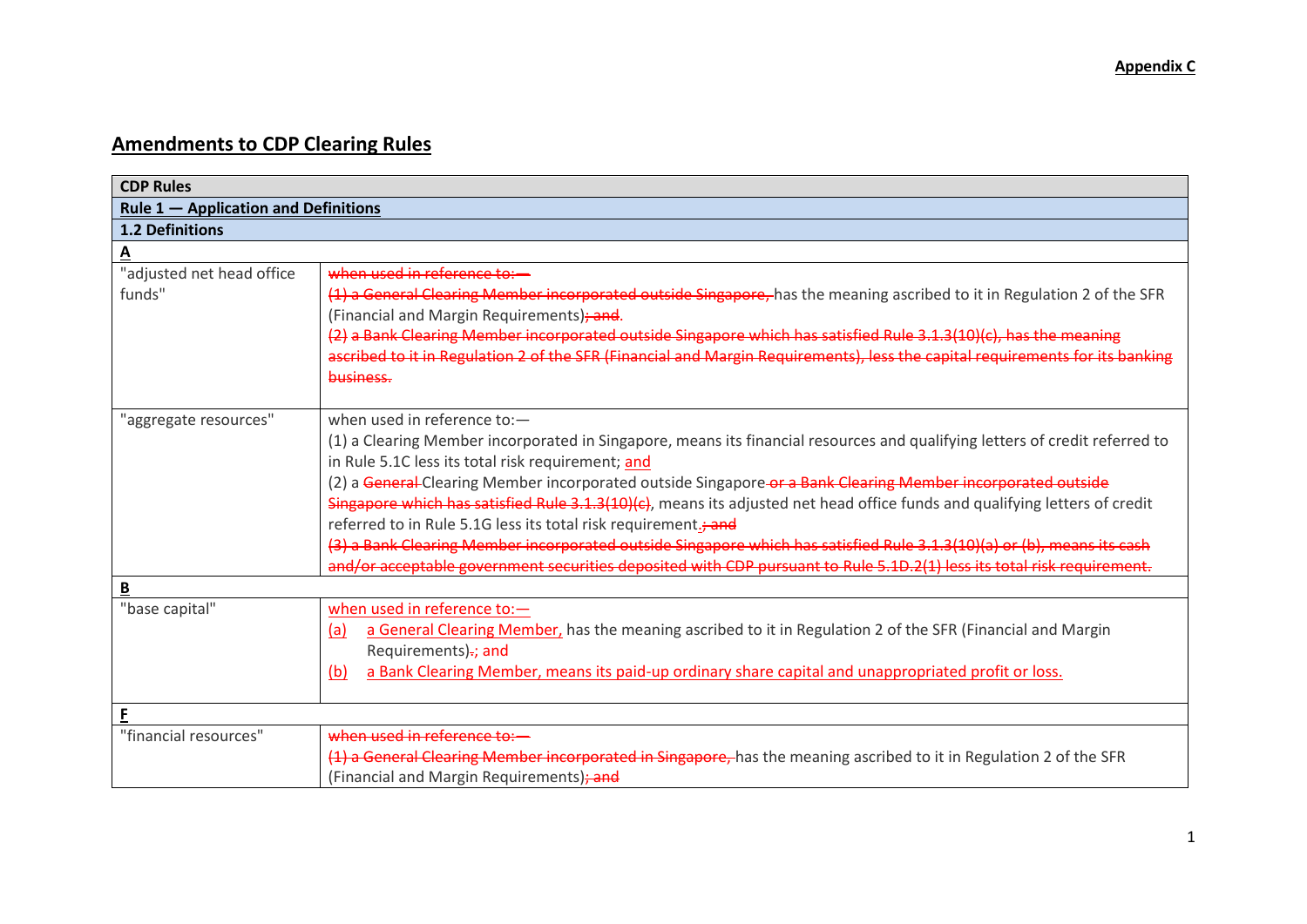**Appendix C**

## Amendments to CDP Clearing Rules

| CDP Rules | |
|---|---|
| **Rule 1 — Application and Definitions** | |
| **1.2 Definitions** | |
| **A** | |
| "adjusted net head office funds" | ~~when used in reference to:—~~<br>~~(1) a General Clearing Member incorporated outside Singapore,~~ has the meaning ascribed to it in Regulation 2 of the SFR (Financial and Margin Requirements)~~; and~~.<br>~~(2) a Bank Clearing Member incorporated outside Singapore which has satisfied Rule 3.1.3(10)(c), has the meaning ascribed to it in Regulation 2 of the SFR (Financial and Margin Requirements), less the capital requirements for its banking business.~~ |
| "aggregate resources" | when used in reference to:—<br>(1) a Clearing Member incorporated in Singapore, means its financial resources and qualifying letters of credit referred to in Rule 5.1C less its total risk requirement; <u>and</u><br>(2) a ~~General~~ Clearing Member incorporated outside Singapore ~~or a Bank Clearing Member incorporated outside Singapore which has satisfied Rule 3.1.3(10)(c)~~, means its adjusted net head office funds and qualifying letters of credit referred to in Rule 5.1G less its total risk requirement.~~; and~~<br>~~(3) a Bank Clearing Member incorporated outside Singapore which has satisfied Rule 3.1.3(10)(a) or (b), means its cash and/or acceptable government securities deposited with CDP pursuant to Rule 5.1D.2(1) less its total risk requirement.~~ |
| **B** | |
| "base capital" | <u>when used in reference to:—</u><br><u>(a)</u> <u>a General Clearing Member,</u> has the meaning ascribed to it in Regulation 2 of the SFR (Financial and Margin Requirements)~~.~~<u>; and</u><br><u>(b)</u> <u>a Bank Clearing Member, means its paid-up ordinary share capital and unappropriated profit or loss.</u> |
| **F** | |
| "financial resources" | ~~when used in reference to:—~~<br>~~(1) a General Clearing Member incorporated in Singapore,~~ has the meaning ascribed to it in Regulation 2 of the SFR (Financial and Margin Requirements)~~; and~~ |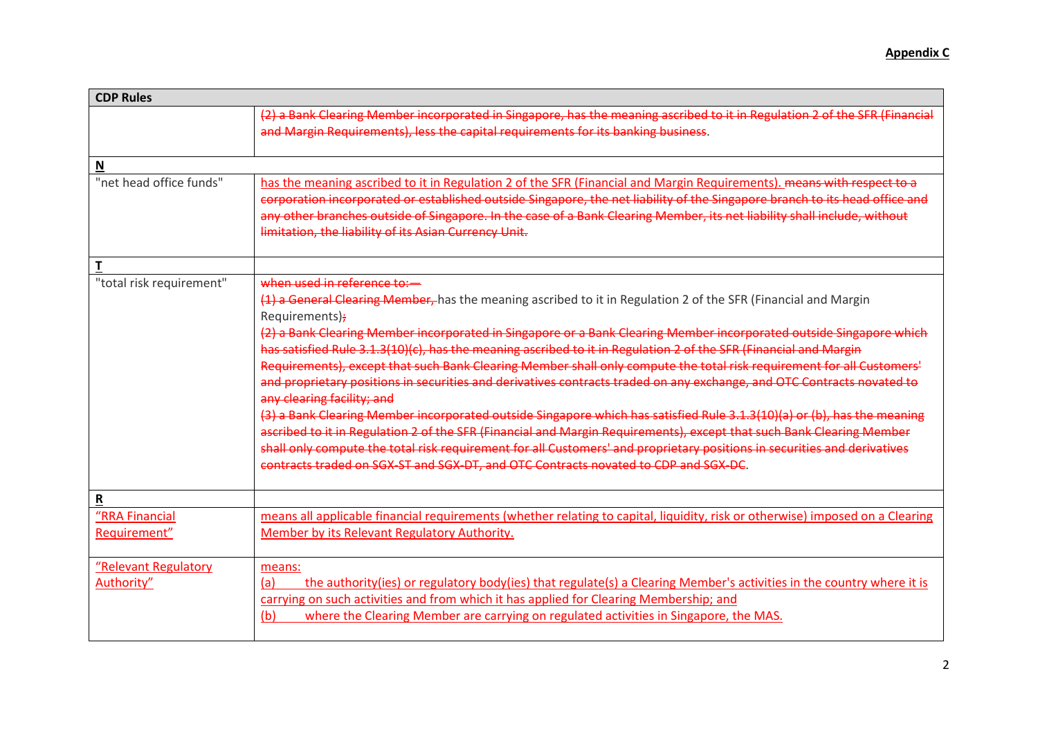**Appendix C**

| CDP Rules | |
|---|---|
| | ~~(2) a Bank Clearing Member incorporated in Singapore, has the meaning ascribed to it in Regulation 2 of the SFR (Financial and Margin Requirements), less the capital requirements for its banking business~~. |
| **N** | |
| "net head office funds" | <u>has the meaning ascribed to it in Regulation 2 of the SFR (Financial and Margin Requirements).</u> ~~means with respect to a corporation incorporated or established outside Singapore, the net liability of the Singapore branch to its head office and any other branches outside of Singapore. In the case of a Bank Clearing Member, its net liability shall include, without limitation, the liability of its Asian Currency Unit.~~ |
| **T** | |
| "total risk requirement" | ~~when used in reference to:—~~ <br> ~~(1) a General Clearing Member,~~ has the meaning ascribed to it in Regulation 2 of the SFR (Financial and Margin Requirements)~~;~~ <br> ~~(2) a Bank Clearing Member incorporated in Singapore or a Bank Clearing Member incorporated outside Singapore which has satisfied Rule 3.1.3(10)(c), has the meaning ascribed to it in Regulation 2 of the SFR (Financial and Margin Requirements), except that such Bank Clearing Member shall only compute the total risk requirement for all Customers' and proprietary positions in securities and derivatives contracts traded on any exchange, and OTC Contracts novated to any clearing facility; and~~ <br> ~~(3) a Bank Clearing Member incorporated outside Singapore which has satisfied Rule 3.1.3(10)(a) or (b), has the meaning ascribed to it in Regulation 2 of the SFR (Financial and Margin Requirements), except that such Bank Clearing Member shall only compute the total risk requirement for all Customers' and proprietary positions in securities and derivatives contracts traded on SGX-ST and SGX-DT, and OTC Contracts novated to CDP and SGX-DC~~. |
| **R** | |
| <u>"RRA Financial Requirement"</u> | <u>means all applicable financial requirements (whether relating to capital, liquidity, risk or otherwise) imposed on a Clearing Member by its Relevant Regulatory Authority.</u> |
| <u>"Relevant Regulatory Authority"</u> | <u>means:</u> <br> <u>(a) the authority(ies) or regulatory body(ies) that regulate(s) a Clearing Member's activities in the country where it is carrying on such activities and from which it has applied for Clearing Membership; and</u> <br> <u>(b) where the Clearing Member are carrying on regulated activities in Singapore, the MAS.</u> |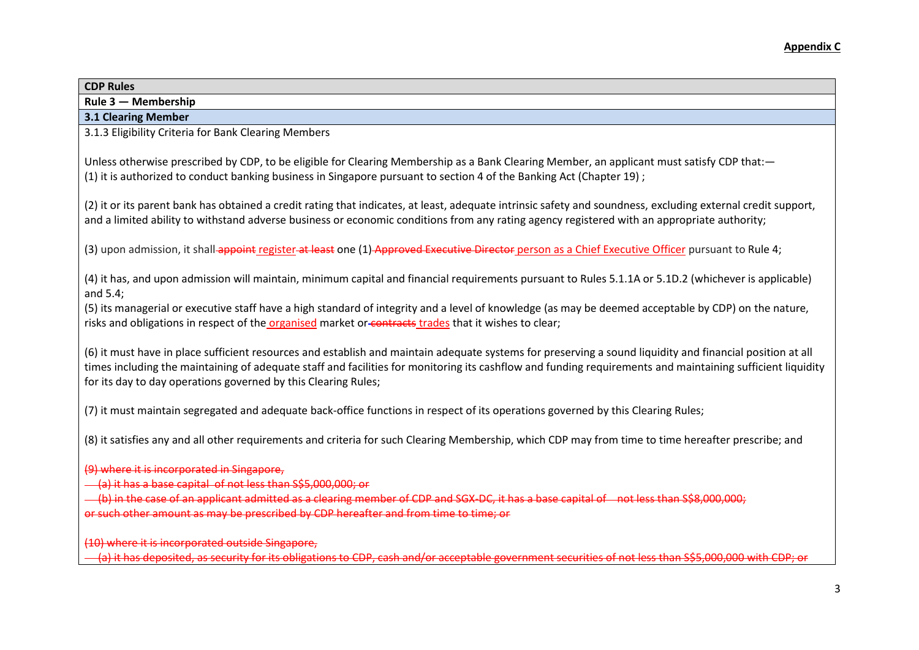**Appendix C**

| CDP Rules |
|---|
| **Rule 3 — Membership** |
| **3.1 Clearing Member** |
| 3.1.3 Eligibility Criteria for Bank Clearing Members<br><br>Unless otherwise prescribed by CDP, to be eligible for Clearing Membership as a Bank Clearing Member, an applicant must satisfy CDP that:—<br>(1) it is authorized to conduct banking business in Singapore pursuant to section 4 of the Banking Act (Chapter 19) ;<br><br>(2) it or its parent bank has obtained a credit rating that indicates, at least, adequate intrinsic safety and soundness, excluding external credit support, and a limited ability to withstand adverse business or economic conditions from any rating agency registered with an appropriate authority;<br><br>(3) upon admission, it shall ~~appoint~~ register ~~at least~~ one (1) ~~Approved Executive Director~~ person as a Chief Executive Officer pursuant to Rule 4;<br><br>(4) it has, and upon admission will maintain, minimum capital and financial requirements pursuant to Rules 5.1.1A or 5.1D.2 (whichever is applicable) and 5.4;<br>(5) its managerial or executive staff have a high standard of integrity and a level of knowledge (as may be deemed acceptable by CDP) on the nature, risks and obligations in respect of the organised market or ~~contracts~~ trades that it wishes to clear;<br><br>(6) it must have in place sufficient resources and establish and maintain adequate systems for preserving a sound liquidity and financial position at all times including the maintaining of adequate staff and facilities for monitoring its cashflow and funding requirements and maintaining sufficient liquidity for its day to day operations governed by this Clearing Rules;<br><br>(7) it must maintain segregated and adequate back-office functions in respect of its operations governed by this Clearing Rules;<br><br>(8) it satisfies any and all other requirements and criteria for such Clearing Membership, which CDP may from time to time hereafter prescribe; and<br><br>~~(9) where it is incorporated in Singapore,~~<br>~~(a) it has a base capital of not less than S$5,000,000; or~~<br>~~(b) in the case of an applicant admitted as a clearing member of CDP and SGX-DC, it has a base capital of not less than S$8,000,000;~~<br>~~or such other amount as may be prescribed by CDP hereafter and from time to time; or~~<br><br>~~(10) where it is incorporated outside Singapore,~~<br>~~(a) it has deposited, as security for its obligations to CDP, cash and/or acceptable government securities of not less than S$5,000,000 with CDP; or~~ |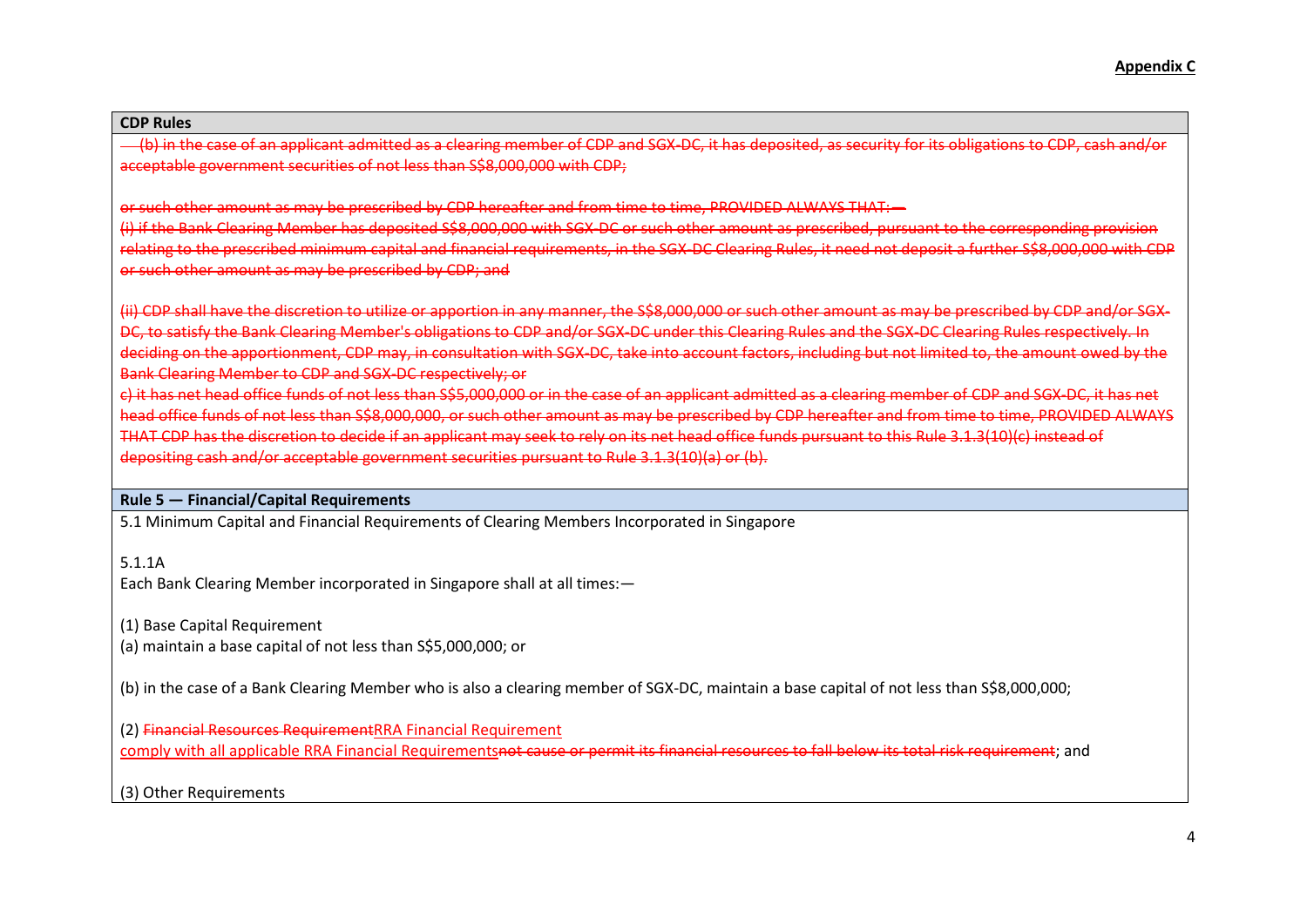**Appendix C**

**CDP Rules**

~~(b) in the case of an applicant admitted as a clearing member of CDP and SGX-DC, it has deposited, as security for its obligations to CDP, cash and/or acceptable government securities of not less than S$8,000,000 with CDP;~~

~~or such other amount as may be prescribed by CDP hereafter and from time to time, PROVIDED ALWAYS THAT:—~~

~~(i) if the Bank Clearing Member has deposited S$8,000,000 with SGX-DC or such other amount as prescribed, pursuant to the corresponding provision relating to the prescribed minimum capital and financial requirements, in the SGX-DC Clearing Rules, it need not deposit a further S$8,000,000 with CDP or such other amount as may be prescribed by CDP; and~~

~~(ii) CDP shall have the discretion to utilize or apportion in any manner, the S$8,000,000 or such other amount as may be prescribed by CDP and/or SGX-DC, to satisfy the Bank Clearing Member's obligations to CDP and/or SGX-DC under this Clearing Rules and the SGX-DC Clearing Rules respectively. In deciding on the apportionment, CDP may, in consultation with SGX-DC, take into account factors, including but not limited to, the amount owed by the Bank Clearing Member to CDP and SGX-DC respectively; or~~

~~c) it has net head office funds of not less than S$5,000,000 or in the case of an applicant admitted as a clearing member of CDP and SGX-DC, it has net head office funds of not less than S$8,000,000, or such other amount as may be prescribed by CDP hereafter and from time to time, PROVIDED ALWAYS THAT CDP has the discretion to decide if an applicant may seek to rely on its net head office funds pursuant to this Rule 3.1.3(10)(c) instead of depositing cash and/or acceptable government securities pursuant to Rule 3.1.3(10)(a) or (b).~~

**Rule 5 — Financial/Capital Requirements**

5.1 Minimum Capital and Financial Requirements of Clearing Members Incorporated in Singapore

5.1.1A

Each Bank Clearing Member incorporated in Singapore shall at all times:—

(1) Base Capital Requirement

(a) maintain a base capital of not less than S$5,000,000; or

(b) in the case of a Bank Clearing Member who is also a clearing member of SGX-DC, maintain a base capital of not less than S$8,000,000;

(2) ~~Financial Resources Requirement~~RRA Financial Requirement

comply with all applicable RRA Financial Requirements~~not cause or permit its financial resources to fall below its total risk requirement~~; and

(3) Other Requirements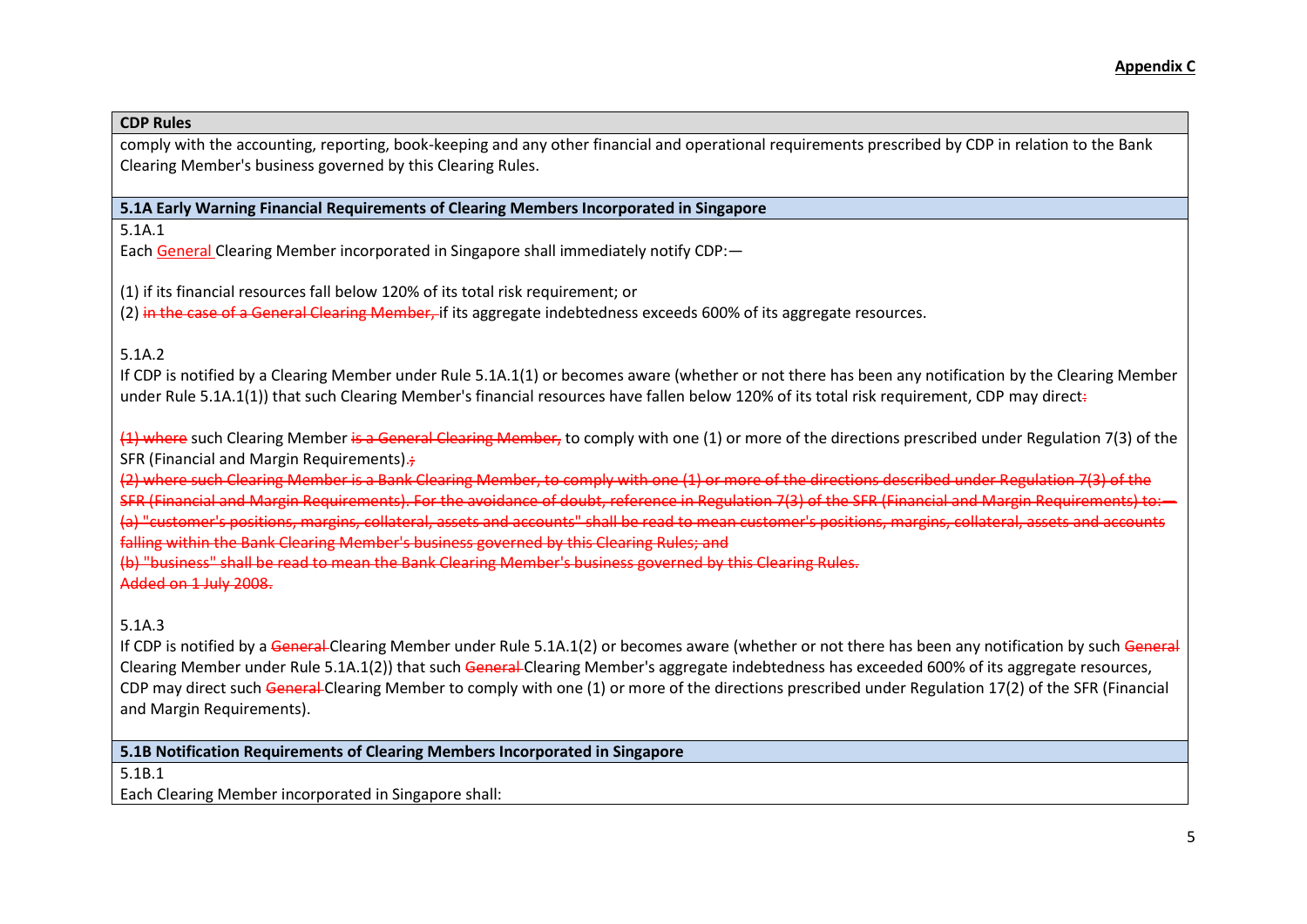**Appendix C**

| CDP Rules |
|---|
| comply with the accounting, reporting, book-keeping and any other financial and operational requirements prescribed by CDP in relation to the Bank Clearing Member's business governed by this Clearing Rules. |
| **5.1A Early Warning Financial Requirements of Clearing Members Incorporated in Singapore** |
| 5.1A.1<br>Each General Clearing Member incorporated in Singapore shall immediately notify CDP:—<br><br>(1) if its financial resources fall below 120% of its total risk requirement; or<br>(2) ~~in the case of a General Clearing Member,~~ if its aggregate indebtedness exceeds 600% of its aggregate resources.<br><br>5.1A.2<br>If CDP is notified by a Clearing Member under Rule 5.1A.1(1) or becomes aware (whether or not there has been any notification by the Clearing Member under Rule 5.1A.1(1)) that such Clearing Member's financial resources have fallen below 120% of its total risk requirement, CDP may direct~~:~~<br><br>~~(1) where~~ such Clearing Member ~~is a General Clearing Member,~~ to comply with one (1) or more of the directions prescribed under Regulation 7(3) of the SFR (Financial and Margin Requirements).~~;~~<br>~~(2) where such Clearing Member is a Bank Clearing Member, to comply with one (1) or more of the directions described under Regulation 7(3) of the SFR (Financial and Margin Requirements). For the avoidance of doubt, reference in Regulation 7(3) of the SFR (Financial and Margin Requirements) to:—~~<br>~~(a) "customer's positions, margins, collateral, assets and accounts" shall be read to mean customer's positions, margins, collateral, assets and accounts falling within the Bank Clearing Member's business governed by this Clearing Rules; and~~<br>~~(b) "business" shall be read to mean the Bank Clearing Member's business governed by this Clearing Rules.~~<br>~~Added on 1 July 2008.~~<br><br>5.1A.3<br>If CDP is notified by a ~~General~~ Clearing Member under Rule 5.1A.1(2) or becomes aware (whether or not there has been any notification by such ~~General~~ Clearing Member under Rule 5.1A.1(2)) that such ~~General~~ Clearing Member's aggregate indebtedness has exceeded 600% of its aggregate resources, CDP may direct such ~~General~~ Clearing Member to comply with one (1) or more of the directions prescribed under Regulation 17(2) of the SFR (Financial and Margin Requirements). |
| **5.1B Notification Requirements of Clearing Members Incorporated in Singapore** |
| 5.1B.1<br>Each Clearing Member incorporated in Singapore shall: |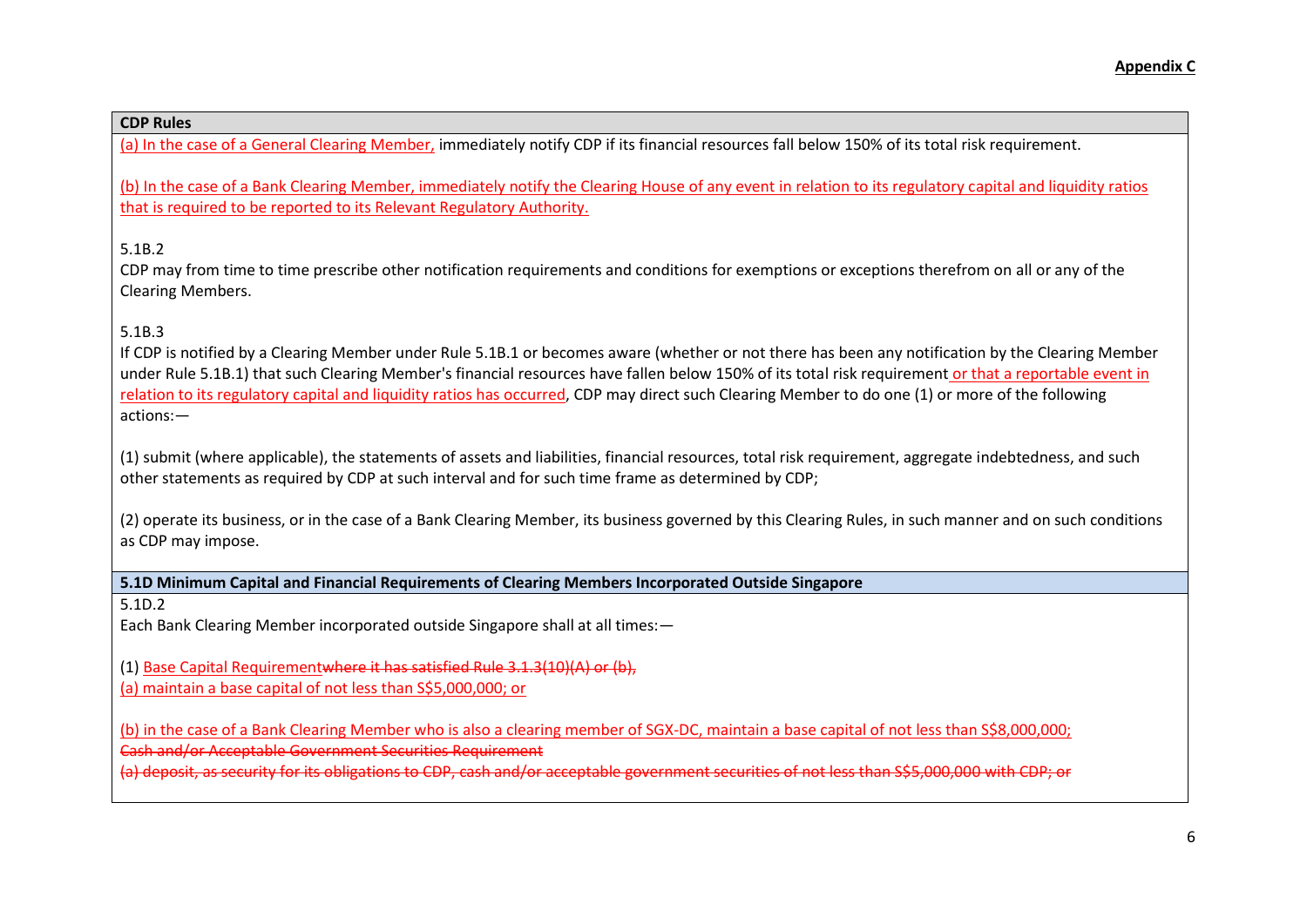**Appendix C**

| CDP Rules |
|---|
| (a) In the case of a General Clearing Member, immediately notify CDP if its financial resources fall below 150% of its total risk requirement.<br><br>(b) In the case of a Bank Clearing Member, immediately notify the Clearing House of any event in relation to its regulatory capital and liquidity ratios that is required to be reported to its Relevant Regulatory Authority.<br><br>5.1B.2<br>CDP may from time to time prescribe other notification requirements and conditions for exemptions or exceptions therefrom on all or any of the Clearing Members.<br><br>5.1B.3<br>If CDP is notified by a Clearing Member under Rule 5.1B.1 or becomes aware (whether or not there has been any notification by the Clearing Member under Rule 5.1B.1) that such Clearing Member's financial resources have fallen below 150% of its total risk requirement or that a reportable event in relation to its regulatory capital and liquidity ratios has occurred, CDP may direct such Clearing Member to do one (1) or more of the following actions:—<br><br>(1) submit (where applicable), the statements of assets and liabilities, financial resources, total risk requirement, aggregate indebtedness, and such other statements as required by CDP at such interval and for such time frame as determined by CDP;<br><br>(2) operate its business, or in the case of a Bank Clearing Member, its business governed by this Clearing Rules, in such manner and on such conditions as CDP may impose. |
| **5.1D Minimum Capital and Financial Requirements of Clearing Members Incorporated Outside Singapore** |
| 5.1D.2<br>Each Bank Clearing Member incorporated outside Singapore shall at all times:—<br><br>(1) Base Capital Requirement~~where it has satisfied Rule 3.1.3(10)(A) or (b),~~<br>(a) maintain a base capital of not less than S$5,000,000; or<br><br>(b) in the case of a Bank Clearing Member who is also a clearing member of SGX-DC, maintain a base capital of not less than S$8,000,000;<br>~~Cash and/or Acceptable Government Securities Requirement~~<br>~~(a) deposit, as security for its obligations to CDP, cash and/or acceptable government securities of not less than S$5,000,000 with CDP; or~~ |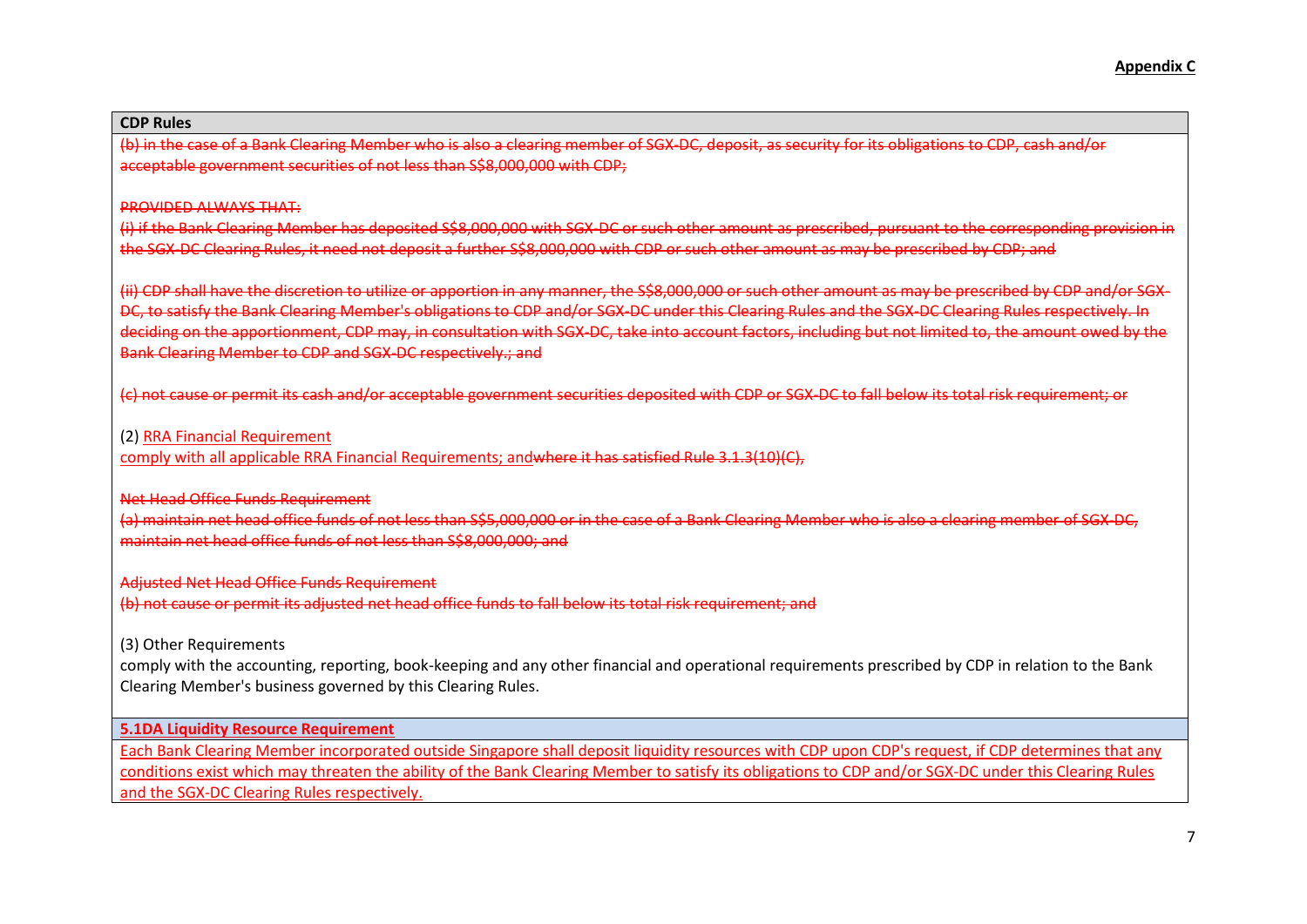**Appendix C**

| CDP Rules |
| --- |
| ~~(b) in the case of a Bank Clearing Member who is also a clearing member of SGX-DC, deposit, as security for its obligations to CDP, cash and/or acceptable government securities of not less than S$8,000,000 with CDP;~~<br><br>~~PROVIDED ALWAYS THAT:~~<br>~~(i) if the Bank Clearing Member has deposited S$8,000,000 with SGX-DC or such other amount as prescribed, pursuant to the corresponding provision in the SGX-DC Clearing Rules, it need not deposit a further S$8,000,000 with CDP or such other amount as may be prescribed by CDP; and~~<br><br>~~(ii) CDP shall have the discretion to utilize or apportion in any manner, the S$8,000,000 or such other amount as may be prescribed by CDP and/or SGX-DC, to satisfy the Bank Clearing Member's obligations to CDP and/or SGX-DC under this Clearing Rules and the SGX-DC Clearing Rules respectively. In deciding on the apportionment, CDP may, in consultation with SGX-DC, take into account factors, including but not limited to, the amount owed by the Bank Clearing Member to CDP and SGX-DC respectively.; and~~<br><br>~~(c) not cause or permit its cash and/or acceptable government securities deposited with CDP or SGX-DC to fall below its total risk requirement; or~~<br><br>(2) <u>RRA Financial Requirement</u><br><u>comply with all applicable RRA Financial Requirements; and</u>~~where it has satisfied Rule 3.1.3(10)(C),~~<br><br>~~Net Head Office Funds Requirement~~<br>~~(a) maintain net head office funds of not less than S$5,000,000 or in the case of a Bank Clearing Member who is also a clearing member of SGX-DC, maintain net head office funds of not less than S$8,000,000; and~~<br><br>~~Adjusted Net Head Office Funds Requirement~~<br>~~(b) not cause or permit its adjusted net head office funds to fall below its total risk requirement; and~~<br><br>(3) Other Requirements<br>comply with the accounting, reporting, book-keeping and any other financial and operational requirements prescribed by CDP in relation to the Bank Clearing Member's business governed by this Clearing Rules. |
| **<u>5.1DA Liquidity Resource Requirement</u>** |
| <u>Each Bank Clearing Member incorporated outside Singapore shall deposit liquidity resources with CDP upon CDP's request, if CDP determines that any conditions exist which may threaten the ability of the Bank Clearing Member to satisfy its obligations to CDP and/or SGX-DC under this Clearing Rules and the SGX-DC Clearing Rules respectively.</u> |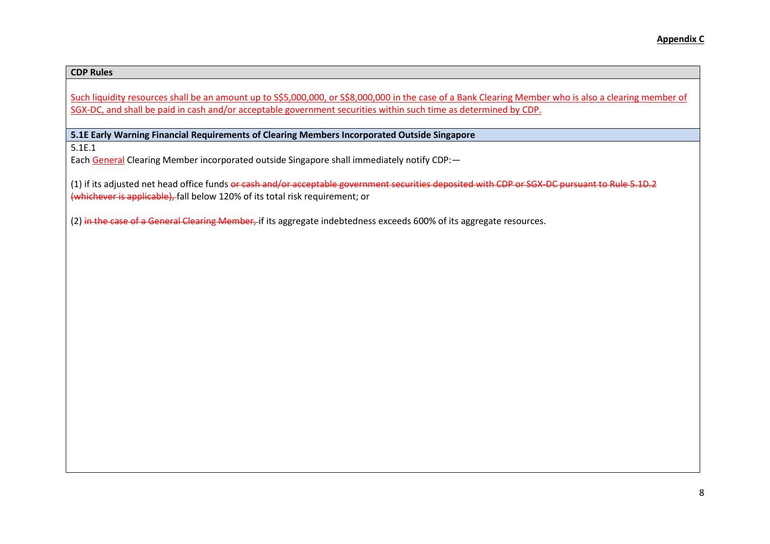**Appendix C**

| **CDP Rules** |
|---|
| Such liquidity resources shall be an amount up to S$5,000,000, or S$8,000,000 in the case of a Bank Clearing Member who is also a clearing member of SGX-DC, and shall be paid in cash and/or acceptable government securities within such time as determined by CDP. |
| **5.1E Early Warning Financial Requirements of Clearing Members Incorporated Outside Singapore** |
| 5.1E.1<br>Each General Clearing Member incorporated outside Singapore shall immediately notify CDP:—<br><br>(1) if its adjusted net head office funds ~~or cash and/or acceptable government securities deposited with CDP or SGX-DC pursuant to Rule 5.1D.2 (whichever is applicable),~~ fall below 120% of its total risk requirement; or<br><br>(2) ~~in the case of a General Clearing Member,~~ if its aggregate indebtedness exceeds 600% of its aggregate resources. |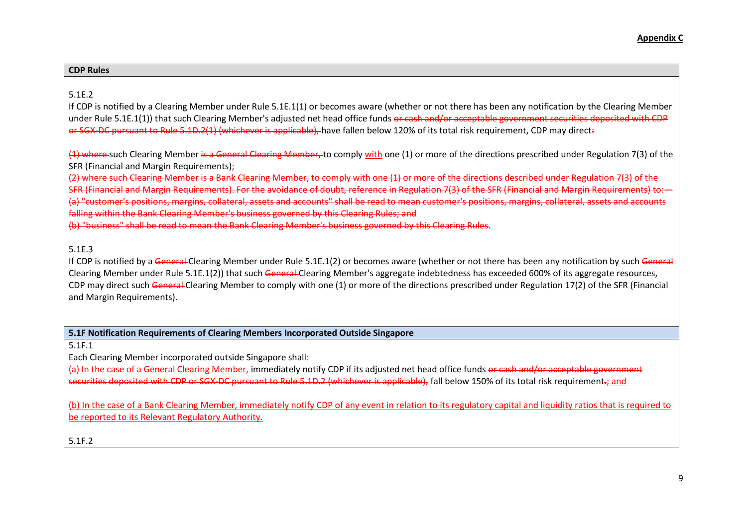**Appendix C**

| **CDP Rules** |
| --- |
| 5.1E.2<br>If CDP is notified by a Clearing Member under Rule 5.1E.1(1) or becomes aware (whether or not there has been any notification by the Clearing Member under Rule 5.1E.1(1)) that such Clearing Member's adjusted net head office funds ~~or cash and/or acceptable government securities deposited with CDP or SGX-DC pursuant to Rule 5.1D.2(1) (whichever is applicable),~~ have fallen below 120% of its total risk requirement, CDP may direct~~:~~<br><br>~~(1) where~~ such Clearing Member ~~is a General Clearing Member,~~ to comply <u>with</u> one (1) or more of the directions prescribed under Regulation 7(3) of the SFR (Financial and Margin Requirements)~~;~~<br>~~(2) where such Clearing Member is a Bank Clearing Member, to comply with one (1) or more of the directions described under Regulation 7(3) of the SFR (Financial and Margin Requirements). For the avoidance of doubt, reference in Regulation 7(3) of the SFR (Financial and Margin Requirements) to:—~~<br>~~(a) "customer's positions, margins, collateral, assets and accounts" shall be read to mean customer's positions, margins, collateral, assets and accounts falling within the Bank Clearing Member's business governed by this Clearing Rules; and~~<br>~~(b) "business" shall be read to mean the Bank Clearing Member's business governed by this Clearing Rules~~.<br><br>5.1E.3<br>If CDP is notified by a ~~General~~ Clearing Member under Rule 5.1E.1(2) or becomes aware (whether or not there has been any notification by such ~~General~~ Clearing Member under Rule 5.1E.1(2)) that such ~~General~~ Clearing Member's aggregate indebtedness has exceeded 600% of its aggregate resources, CDP may direct such ~~General~~ Clearing Member to comply with one (1) or more of the directions prescribed under Regulation 17(2) of the SFR (Financial and Margin Requirements). |
| **5.1F Notification Requirements of Clearing Members Incorporated Outside Singapore** |
| 5.1F.1<br>Each Clearing Member incorporated outside Singapore shall<u>:</u><br><u>(a) In the case of a General Clearing Member,</u> immediately notify CDP if its adjusted net head office funds ~~or cash and/or acceptable government securities deposited with CDP or SGX-DC pursuant to Rule 5.1D.2 (whichever is applicable),~~ fall below 150% of its total risk requirement~~.~~<u>; and</u><br><br><u>(b) In the case of a Bank Clearing Member, immediately notify CDP of any event in relation to its regulatory capital and liquidity ratios that is required to be reported to its Relevant Regulatory Authority.</u><br><br>5.1F.2 |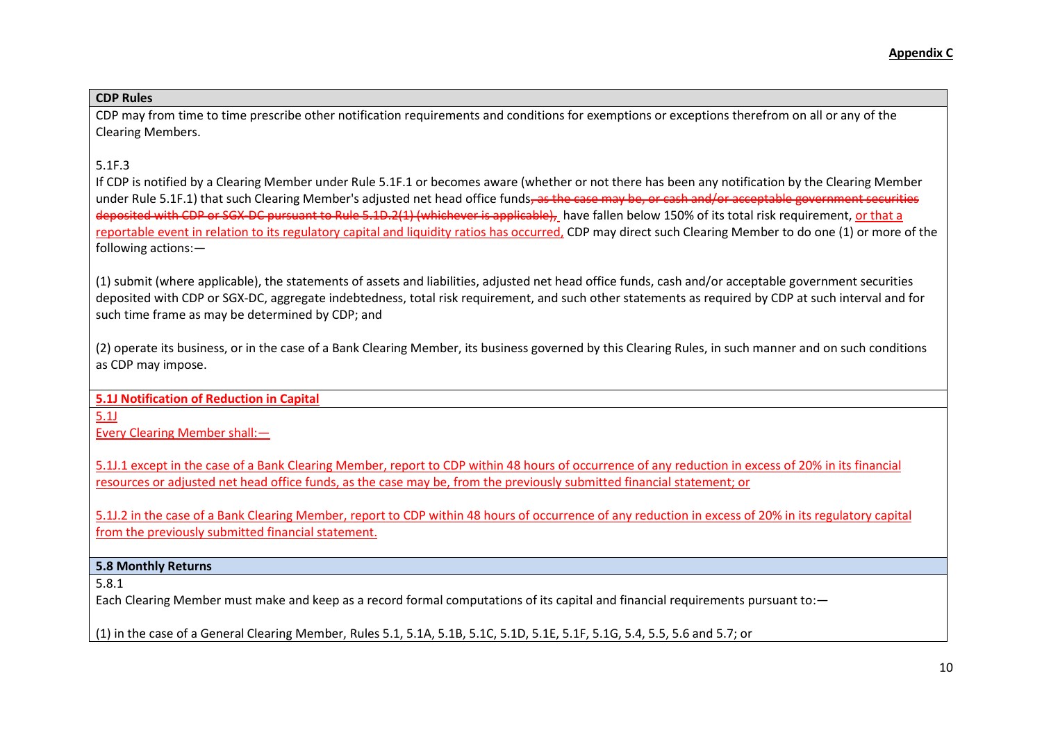**Appendix C**

| **CDP Rules** |
|---|
| CDP may from time to time prescribe other notification requirements and conditions for exemptions or exceptions therefrom on all or any of the Clearing Members.<br><br>5.1F.3<br>If CDP is notified by a Clearing Member under Rule 5.1F.1 or becomes aware (whether or not there has been any notification by the Clearing Member under Rule 5.1F.1) that such Clearing Member's adjusted net head office funds~~, as the case may be, or cash and/or acceptable government securities deposited with CDP or SGX-DC pursuant to Rule 5.1D.2(1) (whichever is applicable),~~ have fallen below 150% of its total risk requirement, <u>or that a reportable event in relation to its regulatory capital and liquidity ratios has occurred,</u> CDP may direct such Clearing Member to do one (1) or more of the following actions:—<br><br>(1) submit (where applicable), the statements of assets and liabilities, adjusted net head office funds, cash and/or acceptable government securities deposited with CDP or SGX-DC, aggregate indebtedness, total risk requirement, and such other statements as required by CDP at such interval and for such time frame as may be determined by CDP; and<br><br>(2) operate its business, or in the case of a Bank Clearing Member, its business governed by this Clearing Rules, in such manner and on such conditions as CDP may impose. |
| <u>**5.1J Notification of Reduction in Capital**</u> |
| <u>5.1J</u><br><u>Every Clearing Member shall:—</u><br><br><u>5.1J.1 except in the case of a Bank Clearing Member, report to CDP within 48 hours of occurrence of any reduction in excess of 20% in its financial resources or adjusted net head office funds, as the case may be, from the previously submitted financial statement; or</u><br><br><u>5.1J.2 in the case of a Bank Clearing Member, report to CDP within 48 hours of occurrence of any reduction in excess of 20% in its regulatory capital from the previously submitted financial statement.</u> |
| **5.8 Monthly Returns** |
| 5.8.1<br>Each Clearing Member must make and keep as a record formal computations of its capital and financial requirements pursuant to:—<br><br>(1) in the case of a General Clearing Member, Rules 5.1, 5.1A, 5.1B, 5.1C, 5.1D, 5.1E, 5.1F, 5.1G, 5.4, 5.5, 5.6 and 5.7; or |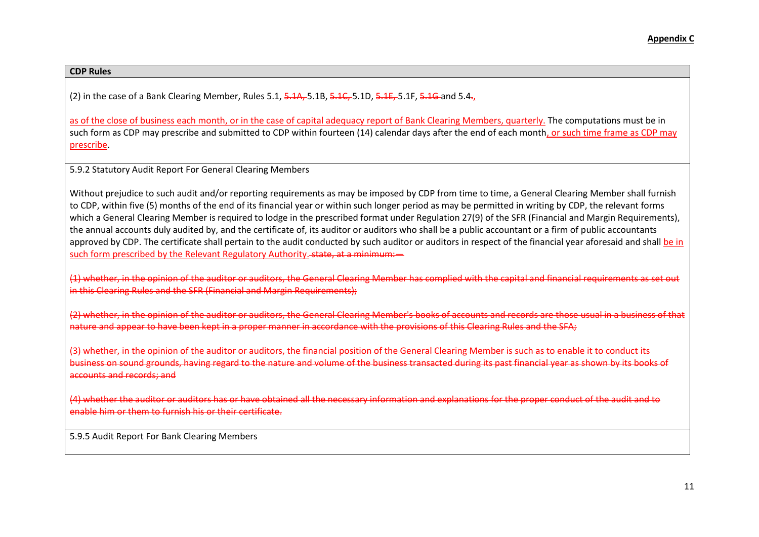**Appendix C**

| CDP Rules |
|---|
| (2) in the case of a Bank Clearing Member, Rules 5.1, ~~5.1A,~~ 5.1B, ~~5.1C,~~ 5.1D, ~~5.1E,~~ 5.1F, ~~5.1G~~ and 5.4~~.~~, <br><br> as of the close of business each month, or in the case of capital adequacy report of Bank Clearing Members, quarterly. The computations must be in such form as CDP may prescribe and submitted to CDP within fourteen (14) calendar days after the end of each month, or such time frame as CDP may prescribe. |
| 5.9.2 Statutory Audit Report For General Clearing Members <br><br> Without prejudice to such audit and/or reporting requirements as may be imposed by CDP from time to time, a General Clearing Member shall furnish to CDP, within five (5) months of the end of its financial year or within such longer period as may be permitted in writing by CDP, the relevant forms which a General Clearing Member is required to lodge in the prescribed format under Regulation 27(9) of the SFR (Financial and Margin Requirements), the annual accounts duly audited by, and the certificate of, its auditor or auditors who shall be a public accountant or a firm of public accountants approved by CDP. The certificate shall pertain to the audit conducted by such auditor or auditors in respect of the financial year aforesaid and shall be in such form prescribed by the Relevant Regulatory Authority. ~~state, at a minimum:—~~ <br><br> ~~(1) whether, in the opinion of the auditor or auditors, the General Clearing Member has complied with the capital and financial requirements as set out in this Clearing Rules and the SFR (Financial and Margin Requirements);~~ <br><br> ~~(2) whether, in the opinion of the auditor or auditors, the General Clearing Member's books of accounts and records are those usual in a business of that nature and appear to have been kept in a proper manner in accordance with the provisions of this Clearing Rules and the SFA;~~ <br><br> ~~(3) whether, in the opinion of the auditor or auditors, the financial position of the General Clearing Member is such as to enable it to conduct its business on sound grounds, having regard to the nature and volume of the business transacted during its past financial year as shown by its books of accounts and records; and~~ <br><br> ~~(4) whether the auditor or auditors has or have obtained all the necessary information and explanations for the proper conduct of the audit and to enable him or them to furnish his or their certificate.~~ |
| 5.9.5 Audit Report For Bank Clearing Members |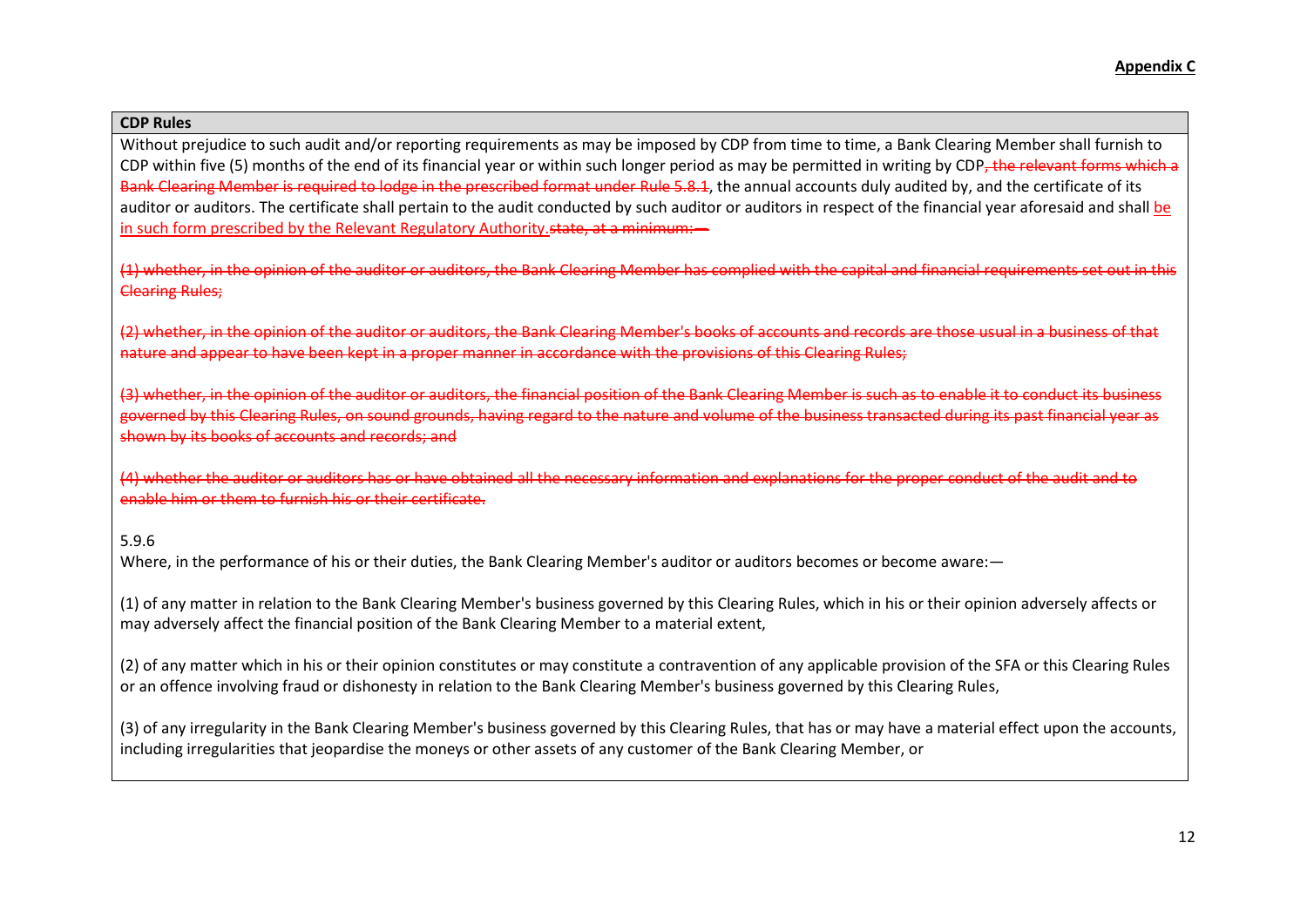**Appendix C**

| CDP Rules |
|---|
| Without prejudice to such audit and/or reporting requirements as may be imposed by CDP from time to time, a Bank Clearing Member shall furnish to CDP within five (5) months of the end of its financial year or within such longer period as may be permitted in writing by CDP~~, the relevant forms which a Bank Clearing Member is required to lodge in the prescribed format under Rule 5.8.1~~, the annual accounts duly audited by, and the certificate of its auditor or auditors. The certificate shall pertain to the audit conducted by such auditor or auditors in respect of the financial year aforesaid and shall be in such form prescribed by the Relevant Regulatory Authority.~~state, at a minimum:—~~<br><br>~~(1) whether, in the opinion of the auditor or auditors, the Bank Clearing Member has complied with the capital and financial requirements set out in this Clearing Rules;~~<br><br>~~(2) whether, in the opinion of the auditor or auditors, the Bank Clearing Member's books of accounts and records are those usual in a business of that nature and appear to have been kept in a proper manner in accordance with the provisions of this Clearing Rules;~~<br><br>~~(3) whether, in the opinion of the auditor or auditors, the financial position of the Bank Clearing Member is such as to enable it to conduct its business governed by this Clearing Rules, on sound grounds, having regard to the nature and volume of the business transacted during its past financial year as shown by its books of accounts and records; and~~<br><br>~~(4) whether the auditor or auditors has or have obtained all the necessary information and explanations for the proper conduct of the audit and to enable him or them to furnish his or their certificate.~~<br><br>5.9.6<br>Where, in the performance of his or their duties, the Bank Clearing Member's auditor or auditors becomes or become aware:—<br><br>(1) of any matter in relation to the Bank Clearing Member's business governed by this Clearing Rules, which in his or their opinion adversely affects or may adversely affect the financial position of the Bank Clearing Member to a material extent,<br><br>(2) of any matter which in his or their opinion constitutes or may constitute a contravention of any applicable provision of the SFA or this Clearing Rules or an offence involving fraud or dishonesty in relation to the Bank Clearing Member's business governed by this Clearing Rules,<br><br>(3) of any irregularity in the Bank Clearing Member's business governed by this Clearing Rules, that has or may have a material effect upon the accounts, including irregularities that jeopardise the moneys or other assets of any customer of the Bank Clearing Member, or |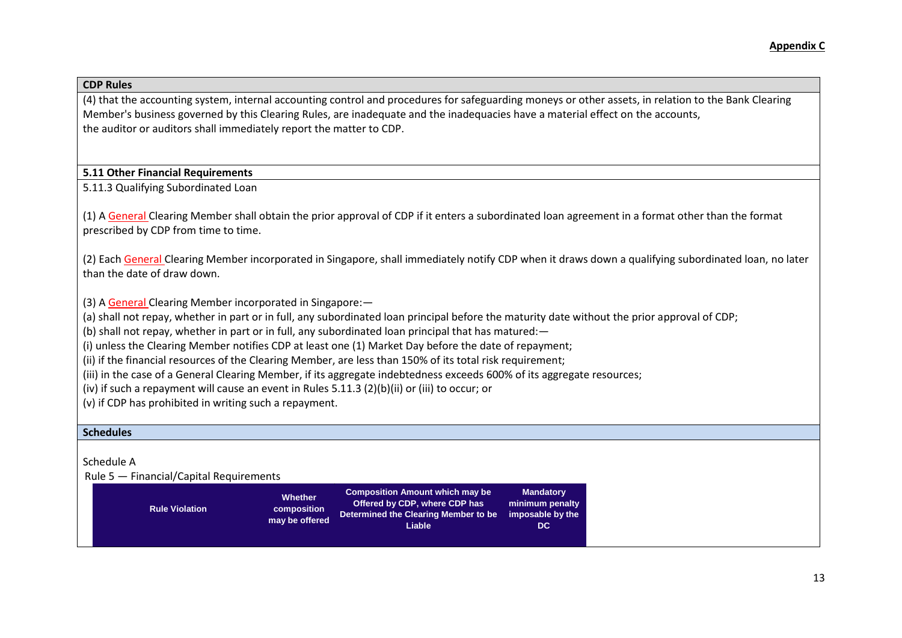**Appendix C**

**CDP Rules**

(4) that the accounting system, internal accounting control and procedures for safeguarding moneys or other assets, in relation to the Bank Clearing Member's business governed by this Clearing Rules, are inadequate and the inadequacies have a material effect on the accounts,
the auditor or auditors shall immediately report the matter to CDP.

**5.11 Other Financial Requirements**

5.11.3 Qualifying Subordinated Loan

(1) A General Clearing Member shall obtain the prior approval of CDP if it enters a subordinated loan agreement in a format other than the format prescribed by CDP from time to time.

(2) Each General Clearing Member incorporated in Singapore, shall immediately notify CDP when it draws down a qualifying subordinated loan, no later than the date of draw down.

(3) A General Clearing Member incorporated in Singapore:—
(a) shall not repay, whether in part or in full, any subordinated loan principal before the maturity date without the prior approval of CDP;
(b) shall not repay, whether in part or in full, any subordinated loan principal that has matured:—
(i) unless the Clearing Member notifies CDP at least one (1) Market Day before the date of repayment;
(ii) if the financial resources of the Clearing Member, are less than 150% of its total risk requirement;
(iii) in the case of a General Clearing Member, if its aggregate indebtedness exceeds 600% of its aggregate resources;
(iv) if such a repayment will cause an event in Rules 5.11.3 (2)(b)(ii) or (iii) to occur; or
(v) if CDP has prohibited in writing such a repayment.

**Schedules**

Schedule A
Rule 5 — Financial/Capital Requirements

| Rule Violation | Whether composition may be offered | Composition Amount which may be Offered by CDP, where CDP has Determined the Clearing Member to be Liable | Mandatory minimum penalty imposable by the DC |
|---|---|---|---|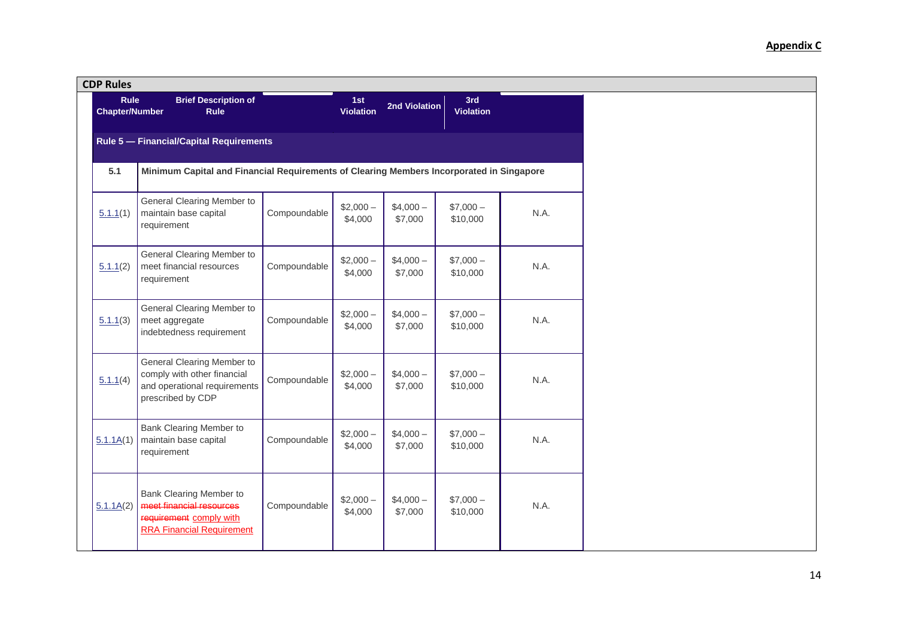**Appendix C**

**CDP Rules**

| Rule Chapter/Number | Brief Description of Rule | | 1st Violation | 2nd Violation | 3rd Violation | |
|---|---|---|---|---|---|---|
| **Rule 5 — Financial/Capital Requirements** | | | | | | |
| **5.1** | **Minimum Capital and Financial Requirements of Clearing Members Incorporated in Singapore** | | | | | |
| 5.1.1(1) | General Clearing Member to maintain base capital requirement | Compoundable | $2,000 – $4,000 | $4,000 – $7,000 | $7,000 – $10,000 | N.A. |
| 5.1.1(2) | General Clearing Member to meet financial resources requirement | Compoundable | $2,000 – $4,000 | $4,000 – $7,000 | $7,000 – $10,000 | N.A. |
| 5.1.1(3) | General Clearing Member to meet aggregate indebtedness requirement | Compoundable | $2,000 – $4,000 | $4,000 – $7,000 | $7,000 – $10,000 | N.A. |
| 5.1.1(4) | General Clearing Member to comply with other financial and operational requirements prescribed by CDP | Compoundable | $2,000 – $4,000 | $4,000 – $7,000 | $7,000 – $10,000 | N.A. |
| 5.1.1A(1) | Bank Clearing Member to maintain base capital requirement | Compoundable | $2,000 – $4,000 | $4,000 – $7,000 | $7,000 – $10,000 | N.A. |
| 5.1.1A(2) | Bank Clearing Member to ~~meet financial resources requirement~~ comply with RRA Financial Requirement | Compoundable | $2,000 – $4,000 | $4,000 – $7,000 | $7,000 – $10,000 | N.A. |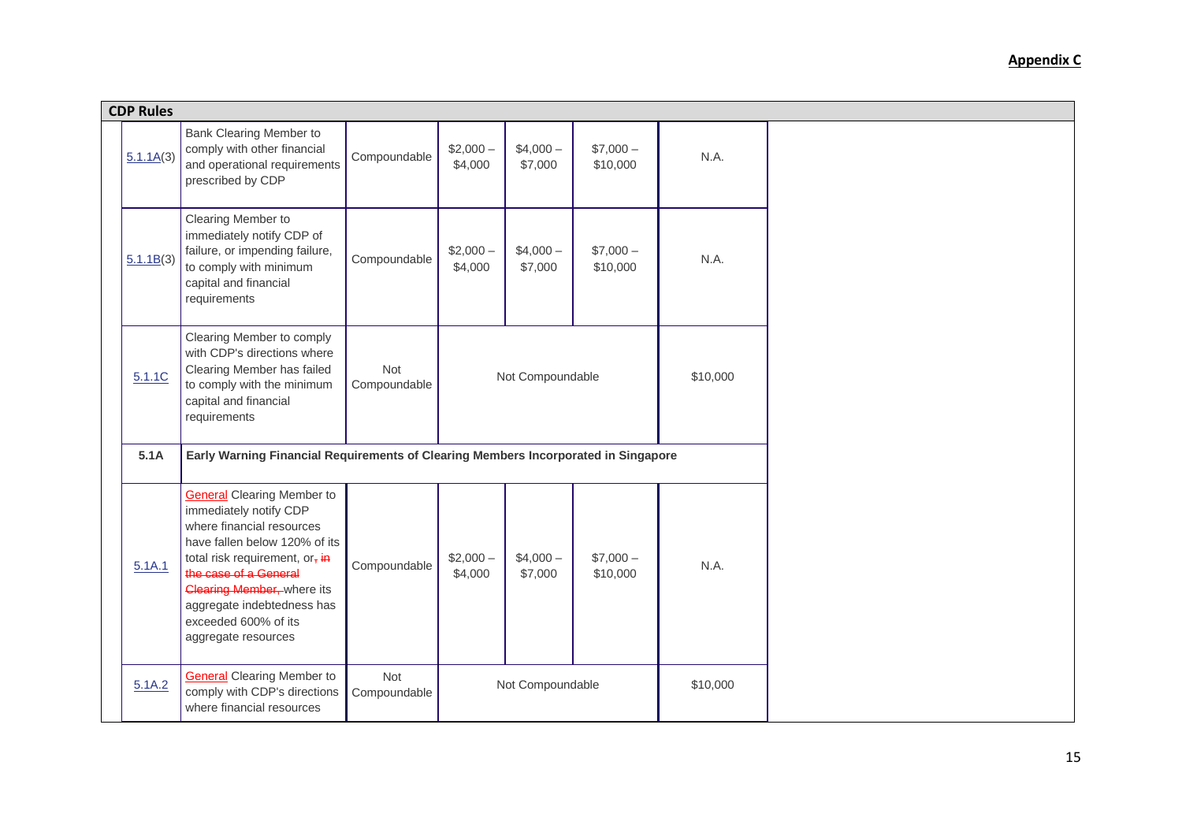**Appendix C**

| CDP Rules | | | | | | |
|---|---|---|---|---|---|---|
| 5.1.1A(3) | Bank Clearing Member to comply with other financial and operational requirements prescribed by CDP | Compoundable | $2,000 – $4,000 | $4,000 – $7,000 | $7,000 – $10,000 | N.A. |
| 5.1.1B(3) | Clearing Member to immediately notify CDP of failure, or impending failure, to comply with minimum capital and financial requirements | Compoundable | $2,000 – $4,000 | $4,000 – $7,000 | $7,000 – $10,000 | N.A. |
| 5.1.1C | Clearing Member to comply with CDP's directions where Clearing Member has failed to comply with the minimum capital and financial requirements | Not Compoundable | Not Compoundable | | | $10,000 |
| **5.1A** | **Early Warning Financial Requirements of Clearing Members Incorporated in Singapore** | | | | | |
| 5.1A.1 | General Clearing Member to immediately notify CDP where financial resources have fallen below 120% of its total risk requirement, or~~, in the case of a General Clearing Member,~~ where its aggregate indebtedness has exceeded 600% of its aggregate resources | Compoundable | $2,000 – $4,000 | $4,000 – $7,000 | $7,000 – $10,000 | N.A. |
| 5.1A.2 | General Clearing Member to comply with CDP's directions where financial resources | Not Compoundable | Not Compoundable | | | $10,000 |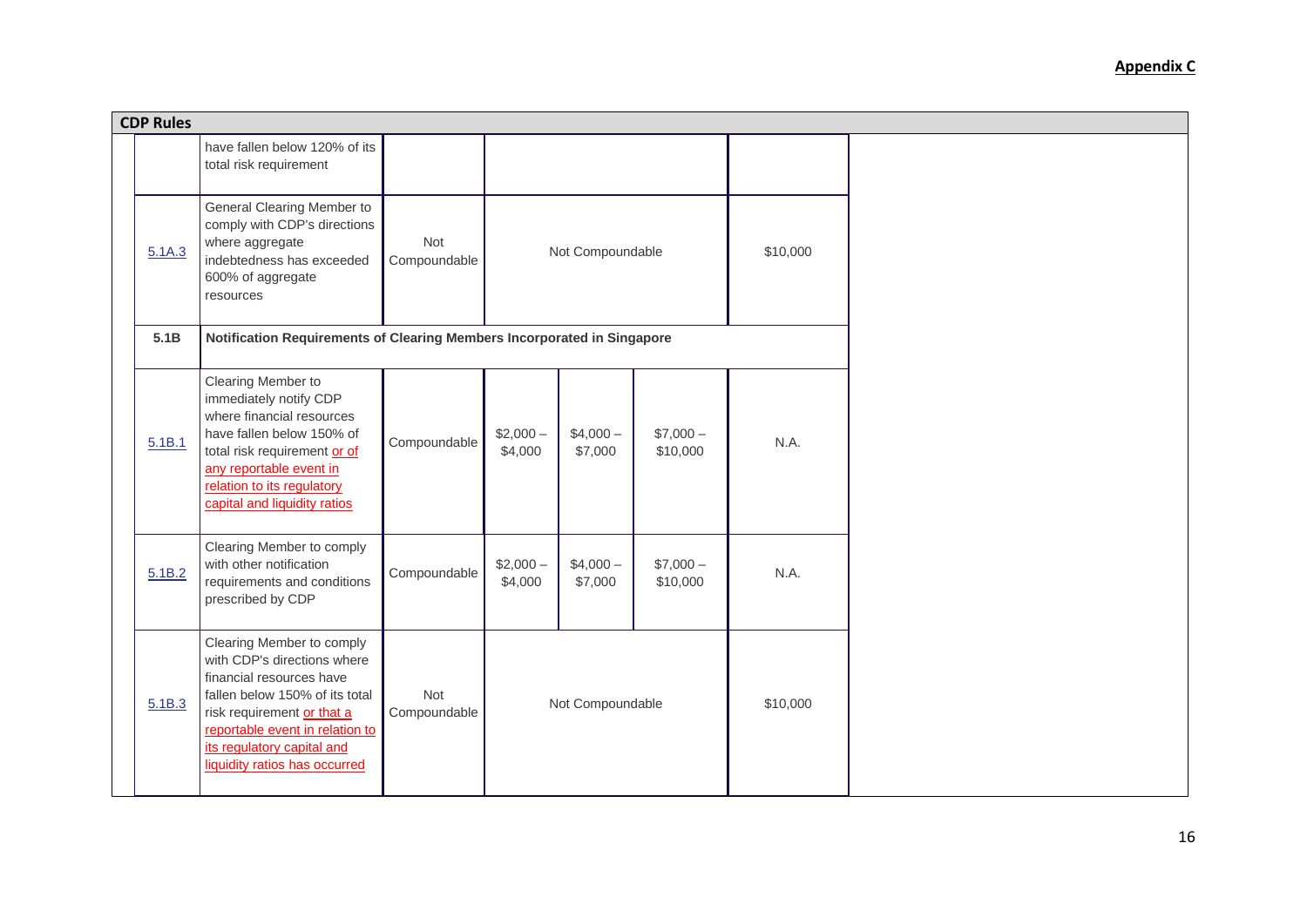**Appendix C**

| CDP Rules | | | | | | |
|---|---|---|---|---|---|---|
| | have fallen below 120% of its total risk requirement | | | | | |
| 5.1A.3 | General Clearing Member to comply with CDP's directions where aggregate indebtedness has exceeded 600% of aggregate resources | Not Compoundable | Not Compoundable | | | $10,000 |
| **5.1B** | **Notification Requirements of Clearing Members Incorporated in Singapore** | | | | | |
| 5.1B.1 | Clearing Member to immediately notify CDP where financial resources have fallen below 150% of total risk requirement or of any reportable event in relation to its regulatory capital and liquidity ratios | Compoundable | $2,000 – $4,000 | $4,000 – $7,000 | $7,000 – $10,000 | N.A. |
| 5.1B.2 | Clearing Member to comply with other notification requirements and conditions prescribed by CDP | Compoundable | $2,000 – $4,000 | $4,000 – $7,000 | $7,000 – $10,000 | N.A. |
| 5.1B.3 | Clearing Member to comply with CDP's directions where financial resources have fallen below 150% of its total risk requirement or that a reportable event in relation to its regulatory capital and liquidity ratios has occurred | Not Compoundable | Not Compoundable | | | $10,000 |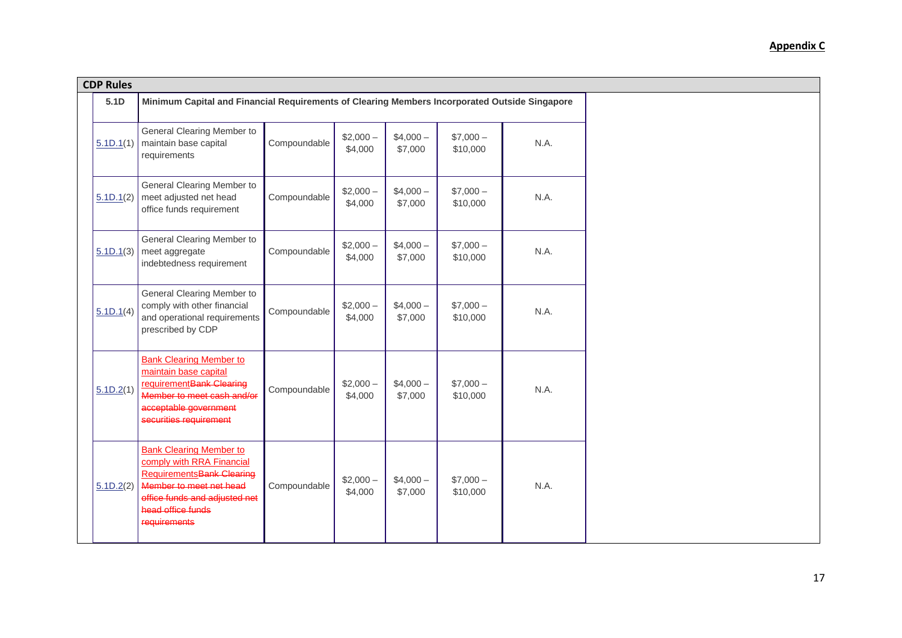**Appendix C**

| CDP Rules | | | | | | |
|---|---|---|---|---|---|---|
| 5.1D | Minimum Capital and Financial Requirements of Clearing Members Incorporated Outside Singapore | | | | | |
| 5.1D.1(1) | General Clearing Member to maintain base capital requirements | Compoundable | $2,000 – $4,000 | $4,000 – $7,000 | $7,000 – $10,000 | N.A. |
| 5.1D.1(2) | General Clearing Member to meet adjusted net head office funds requirement | Compoundable | $2,000 – $4,000 | $4,000 – $7,000 | $7,000 – $10,000 | N.A. |
| 5.1D.1(3) | General Clearing Member to meet aggregate indebtedness requirement | Compoundable | $2,000 – $4,000 | $4,000 – $7,000 | $7,000 – $10,000 | N.A. |
| 5.1D.1(4) | General Clearing Member to comply with other financial and operational requirements prescribed by CDP | Compoundable | $2,000 – $4,000 | $4,000 – $7,000 | $7,000 – $10,000 | N.A. |
| 5.1D.2(1) | Bank Clearing Member to maintain base capital requirement~~Bank Clearing Member to meet cash and/or acceptable government securities requirement~~ | Compoundable | $2,000 – $4,000 | $4,000 – $7,000 | $7,000 – $10,000 | N.A. |
| 5.1D.2(2) | Bank Clearing Member to comply with RRA Financial Requirements~~Bank Clearing Member to meet net head office funds and adjusted net head office funds requirements~~ | Compoundable | $2,000 – $4,000 | $4,000 – $7,000 | $7,000 – $10,000 | N.A. |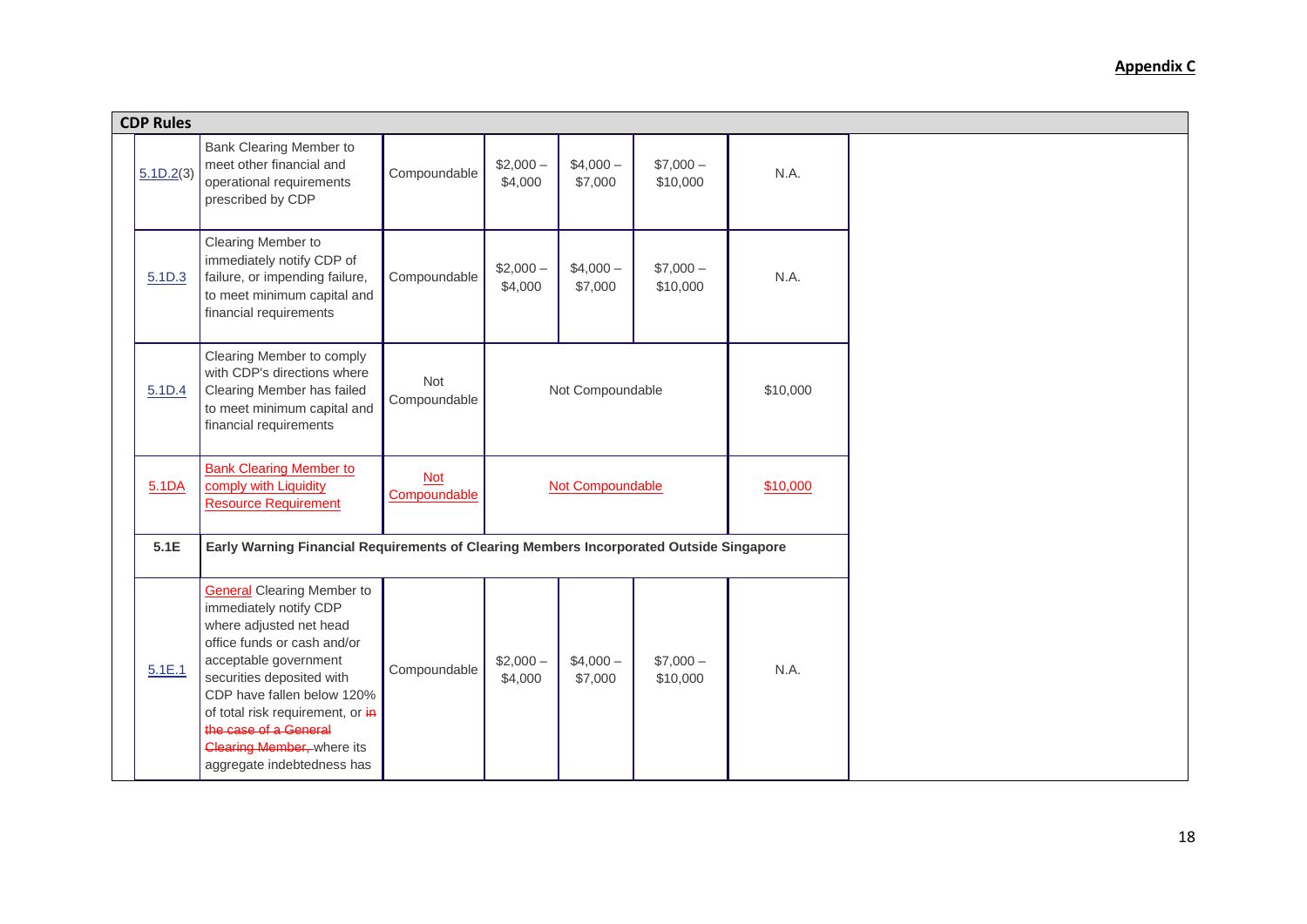**Appendix C**

| CDP Rules | | | | | | |
|---|---|---|---|---|---|---|
| 5.1D.2(3) | Bank Clearing Member to meet other financial and operational requirements prescribed by CDP | Compoundable | \$2,000 – \$4,000 | \$4,000 – \$7,000 | \$7,000 – \$10,000 | N.A. |
| 5.1D.3 | Clearing Member to immediately notify CDP of failure, or impending failure, to meet minimum capital and financial requirements | Compoundable | \$2,000 – \$4,000 | \$4,000 – \$7,000 | \$7,000 – \$10,000 | N.A. |
| 5.1D.4 | Clearing Member to comply with CDP's directions where Clearing Member has failed to meet minimum capital and financial requirements | Not Compoundable | Not Compoundable | | | \$10,000 |
| 5.1DA | Bank Clearing Member to comply with Liquidity Resource Requirement | Not Compoundable | Not Compoundable | | | \$10,000 |
| **5.1E** | **Early Warning Financial Requirements of Clearing Members Incorporated Outside Singapore** | | | | | |
| 5.1E.1 | General Clearing Member to immediately notify CDP where adjusted net head office funds or cash and/or acceptable government securities deposited with CDP have fallen below 120% of total risk requirement, or ~~in the case of a General Clearing Member,~~ where its aggregate indebtedness has | Compoundable | \$2,000 – \$4,000 | \$4,000 – \$7,000 | \$7,000 – \$10,000 | N.A. |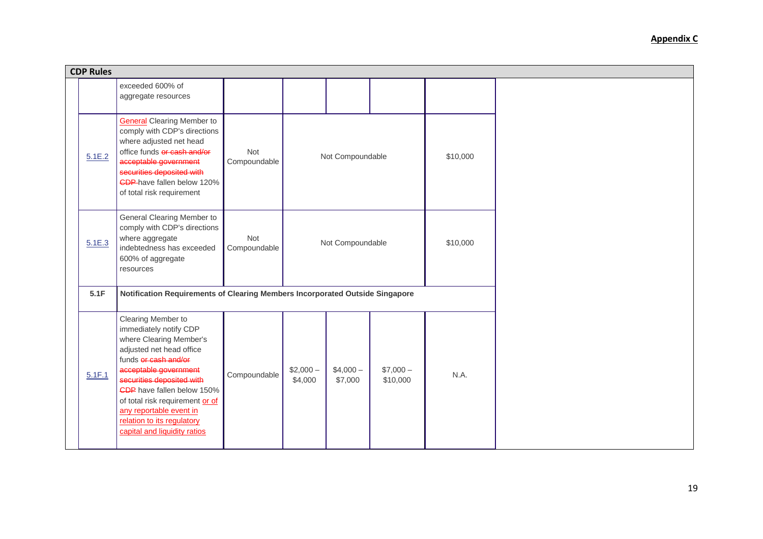**Appendix C**

| CDP Rules | | | | | | |
|---|---|---|---|---|---|---|
| | exceeded 600% of aggregate resources | | | | | |
| 5.1E.2 | ~~General~~ Clearing Member to comply with CDP's directions where adjusted net head office funds ~~or cash and/or acceptable government securities deposited with CDP~~ have fallen below 120% of total risk requirement | Not Compoundable | Not Compoundable | | | $10,000 |
| 5.1E.3 | General Clearing Member to comply with CDP's directions where aggregate indebtedness has exceeded 600% of aggregate resources | Not Compoundable | Not Compoundable | | | $10,000 |
| **5.1F** | **Notification Requirements of Clearing Members Incorporated Outside Singapore** | | | | | |
| 5.1F.1 | Clearing Member to immediately notify CDP where Clearing Member's adjusted net head office funds ~~or cash and/or acceptable government securities deposited with CDP~~ have fallen below 150% of total risk requirement or of any reportable event in relation to its regulatory capital and liquidity ratios | Compoundable | $2,000 – $4,000 | $4,000 – $7,000 | $7,000 – $10,000 | N.A. |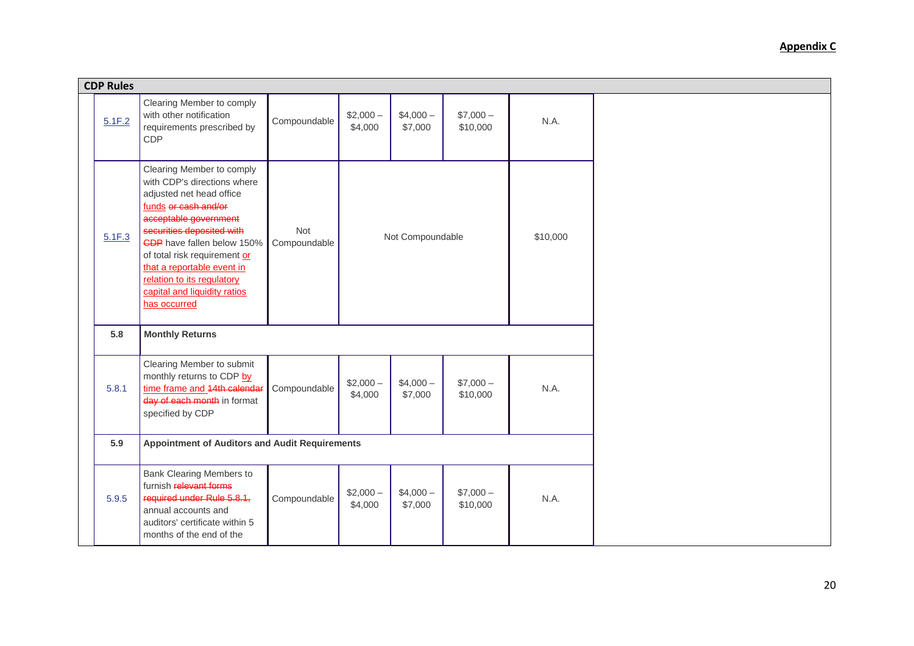**Appendix C**

| CDP Rules | | | | | | |
|---|---|---|---|---|---|---|
| 5.1F.2 | Clearing Member to comply with other notification requirements prescribed by CDP | Compoundable | $2,000 – $4,000 | $4,000 – $7,000 | $7,000 – $10,000 | N.A. |
| 5.1F.3 | Clearing Member to comply with CDP's directions where adjusted net head office funds ~~or cash and/or acceptable government securities deposited with CDP~~ have fallen below 150% of total risk requirement or that a reportable event in relation to its regulatory capital and liquidity ratios has occurred | Not Compoundable | Not Compoundable | | | $10,000 |
| **5.8** | **Monthly Returns** | | | | | |
| 5.8.1 | Clearing Member to submit monthly returns to CDP by time frame and ~~14th calendar day of each month~~ in format specified by CDP | Compoundable | $2,000 – $4,000 | $4,000 – $7,000 | $7,000 – $10,000 | N.A. |
| **5.9** | **Appointment of Auditors and Audit Requirements** | | | | | |
| 5.9.5 | Bank Clearing Members to furnish ~~relevant forms required under Rule 5.8.1,~~ annual accounts and auditors' certificate within 5 months of the end of the | Compoundable | $2,000 – $4,000 | $4,000 – $7,000 | $7,000 – $10,000 | N.A. |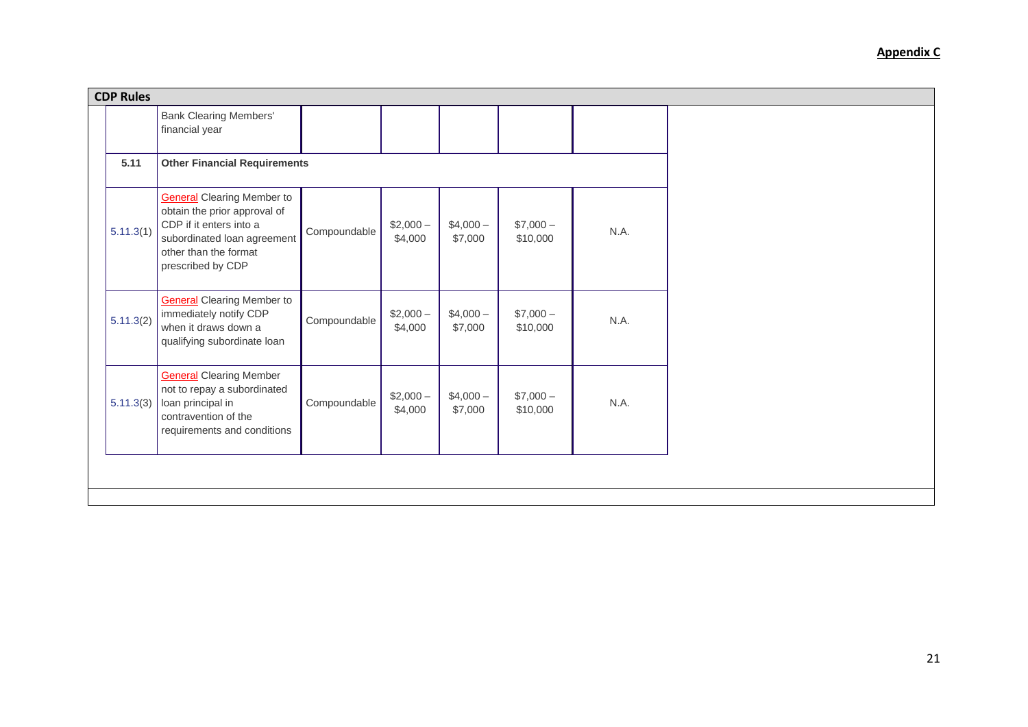**Appendix C**

**CDP Rules**

| | | | | | | |
|---|---|---|---|---|---|---|
| | Bank Clearing Members' financial year | | | | | |
| **5.11** | **Other Financial Requirements** | | | | | |
| 5.11.3(1) | General Clearing Member to obtain the prior approval of CDP if it enters into a subordinated loan agreement other than the format prescribed by CDP | Compoundable | $2,000 – $4,000 | $4,000 – $7,000 | $7,000 – $10,000 | N.A. |
| 5.11.3(2) | General Clearing Member to immediately notify CDP when it draws down a qualifying subordinate loan | Compoundable | $2,000 – $4,000 | $4,000 – $7,000 | $7,000 – $10,000 | N.A. |
| 5.11.3(3) | General Clearing Member not to repay a subordinated loan principal in contravention of the requirements and conditions | Compoundable | $2,000 – $4,000 | $4,000 – $7,000 | $7,000 – $10,000 | N.A. |